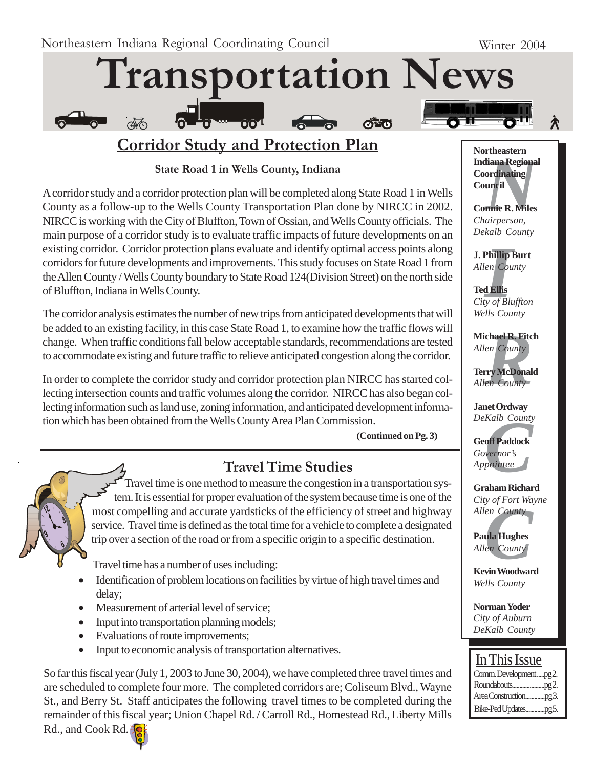Northeastern Indiana Regional Coordinating Council

Winter 2004

# Transportation News

## Corridor Study and Protection Plan

**State Road 1 in Wells County, Indiana**

A corridor study and a corridor protection plan will be completed along State Road 1 in Wells County as a follow-up to the Wells County Transportation Plan done by NIRCC in 2002. NIRCC is working with the City of Bluffton, Town of Ossian, and Wells County officials. The main purpose of a corridor study is to evaluate traffic impacts of future developments on an existing corridor. Corridor protection plans evaluate and identify optimal access points along corridors for future developments and improvements. This study focuses on State Road 1 from the Allen County / Wells County boundary to State Road 124(Division Street) on the north side of Bluffton, Indiana in Wells County.

The corridor analysis estimates the number of new trips from anticipated developments that will be added to an existing facility, in this case State Road 1, to examine how the traffic flows will change. When traffic conditions fall below acceptable standards, recommendations are tested to accommodate existing and future traffic to relieve anticipated congestion along the corridor.

In order to complete the corridor study and corridor protection plan NIRCC has started collecting intersection counts and traffic volumes along the corridor. NIRCC has also began collecting information such as land use, zoning information, and anticipated development information which has been obtained from the Wells County Area Plan Commission.

**(Continued on Pg. 3)**

## Travel Time Studies

Travel time is one method to measure the congestion in a transportation system. It is essential for proper evaluation of the system because time is one of the most compelling and accurate yardsticks of the efficiency of street and highway service. Travel time is defined as the total time for a vehicle to complete a designated trip over a section of the road or from a specific origin to a specific destination.

Travel time has a number of uses including:

- Identification of problem locations on facilities by virtue of high travel times and delay;
- Measurement of arterial level of service;
- Input into transportation planning models;
- Evaluations of route improvements;
- Input to economic analysis of transportation alternatives.

So far this fiscal year (July 1, 2003 to June 30, 2004), we have completed three travel times and are scheduled to complete four more. The completed corridors are; Coliseum Blvd., Wayne St., and Berry St. Staff anticipates the following travel times to be completed during the remainder of this fiscal year; Union Chapel Rd. / Carroll Rd., Homestead Rd., Liberty Mills Rd., and Cook Rd.

---

**Northeastern Indiana Regional Coordinating Council**

**Connie R. Miles**
*Chairperson, Dekalb County*

**J. Phillip Burt**
*Allen County*

**Ted Ellis**
*City of Bluffton Wells County*

**Michael R. Fitch**
*Allen County*

**Terry McDonald**
*Allen County*

**Janet Ordway**
*DeKalb County*

**Geoff Paddock**
*Governor's Appointee*

**Graham Richard**
*City of Fort Wayne Allen County*

**Paula Hughes**
*Allen County*

**Kevin Woodward**
*Wells County*

**Norman Yoder**
*City of Auburn DeKalb County*

### In This Issue

- Comm. Development.....pg 2.
- Roundabouts.....pg 2.
- Area Construction.....pg 3.
- Bike-Ped Updates.....pg 5.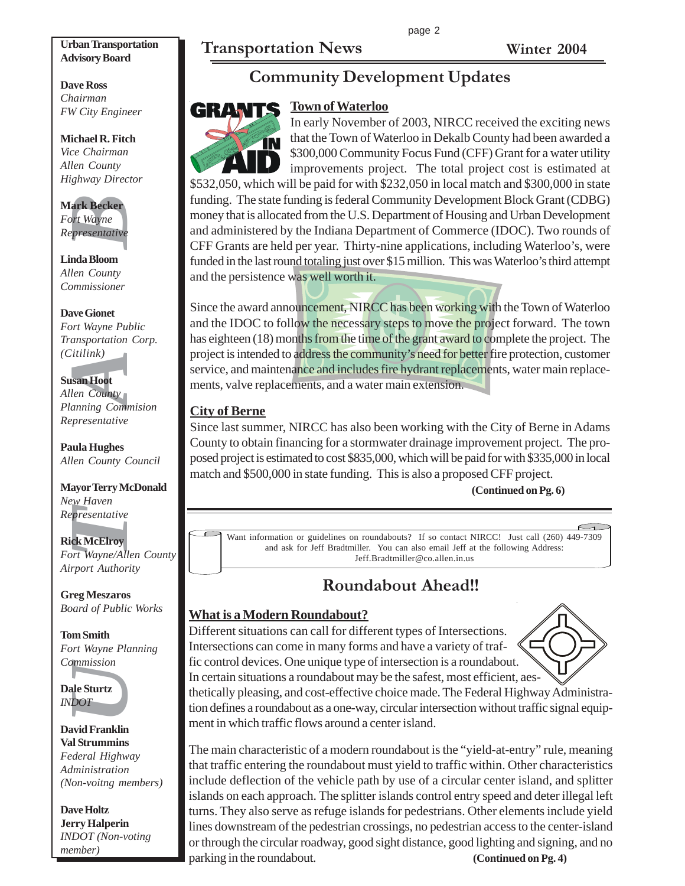**Urban Transportation Advisory Board**

**Dave Ross**
*Chairman*
*FW City Engineer*

**Michael R. Fitch**
*Vice Chairman*
*Allen County*
*Highway Director*

**Mark Becker**
*Fort Wayne*
*Representative*

**Linda Bloom**
*Allen County*
*Commissioner*

**Dave Gionet**
*Fort Wayne Public*
*Transportation Corp.*
*(Citilink)*

**Susan Hoot**
*Allen County*
*Planning Commision*
*Representative*

**Paula Hughes**
*Allen County Council*

**Mayor Terry McDonald**
*New Haven*
*Representative*

**Rick McElroy**
*Fort Wayne/Allen County*
*Airport Authority*

**Greg Meszaros**
*Board of Public Works*

**Tom Smith**
*Fort Wayne Planning*
*Commission*

**Dale Sturtz**
*INDOT*

**David Franklin**
**Val Strummins**
*Federal Highway*
*Administration*
*(Non-voitng members)*

**Dave Holtz**
**Jerry Halperin**
*INDOT (Non-voting*
*member)*

## Community Development Updates

### Town of Waterloo

In early November of 2003, NIRCC received the exciting news that the Town of Waterloo in Dekalb County had been awarded a $300,000 Community Focus Fund (CFF) Grant for a water utility improvements project. The total project cost is estimated at $532,050, which will be paid for with $232,050 in local match and $300,000 in state funding. The state funding is federal Community Development Block Grant (CDBG) money that is allocated from the U.S. Department of Housing and Urban Development and administered by the Indiana Department of Commerce (IDOC). Two rounds of CFF Grants are held per year. Thirty-nine applications, including Waterloo's, were funded in the last round totaling just over $15 million. This was Waterloo's third attempt and the persistence was well worth it.

Since the award announcement, NIRCC has been working with the Town of Waterloo and the IDOC to follow the necessary steps to move the project forward. The town has eighteen (18) months from the time of the grant award to complete the project. The project is intended to address the community's need for better fire protection, customer service, and maintenance and includes fire hydrant replacements, water main replacements, valve replacements, and a water main extension.

### City of Berne

Since last summer, NIRCC has also been working with the City of Berne in Adams County to obtain financing for a stormwater drainage improvement project. The proposed project is estimated to cost $835,000, which will be paid for with $335,000 in local match and $500,000 in state funding. This is also a proposed CFF project.

**(Continued on Pg. 6)**

Want information or guidelines on roundabouts? If so contact NIRCC! Just call (260) 449-7309 and ask for Jeff Bradtmiller. You can also email Jeff at the following Address: Jeff.Bradtmiller@co.allen.in.us

## Roundabout Ahead!!

### What is a Modern Roundabout?

Different situations can call for different types of Intersections. Intersections can come in many forms and have a variety of traffic control devices. One unique type of intersection is a roundabout. In certain situations a roundabout may be the safest, most efficient, aesthetically pleasing, and cost-effective choice made. The Federal Highway Administration defines a roundabout as a one-way, circular intersection without traffic signal equipment in which traffic flows around a center island.

The main characteristic of a modern roundabout is the "yield-at-entry" rule, meaning that traffic entering the roundabout must yield to traffic within. Other characteristics include deflection of the vehicle path by use of a circular center island, and splitter islands on each approach. The splitter islands control entry speed and deter illegal left turns. They also serve as refuge islands for pedestrians. Other elements include yield lines downstream of the pedestrian crossings, no pedestrian access to the center-island or through the circular roadway, good sight distance, good lighting and signing, and no parking in the roundabout.

**(Continued on Pg. 4)**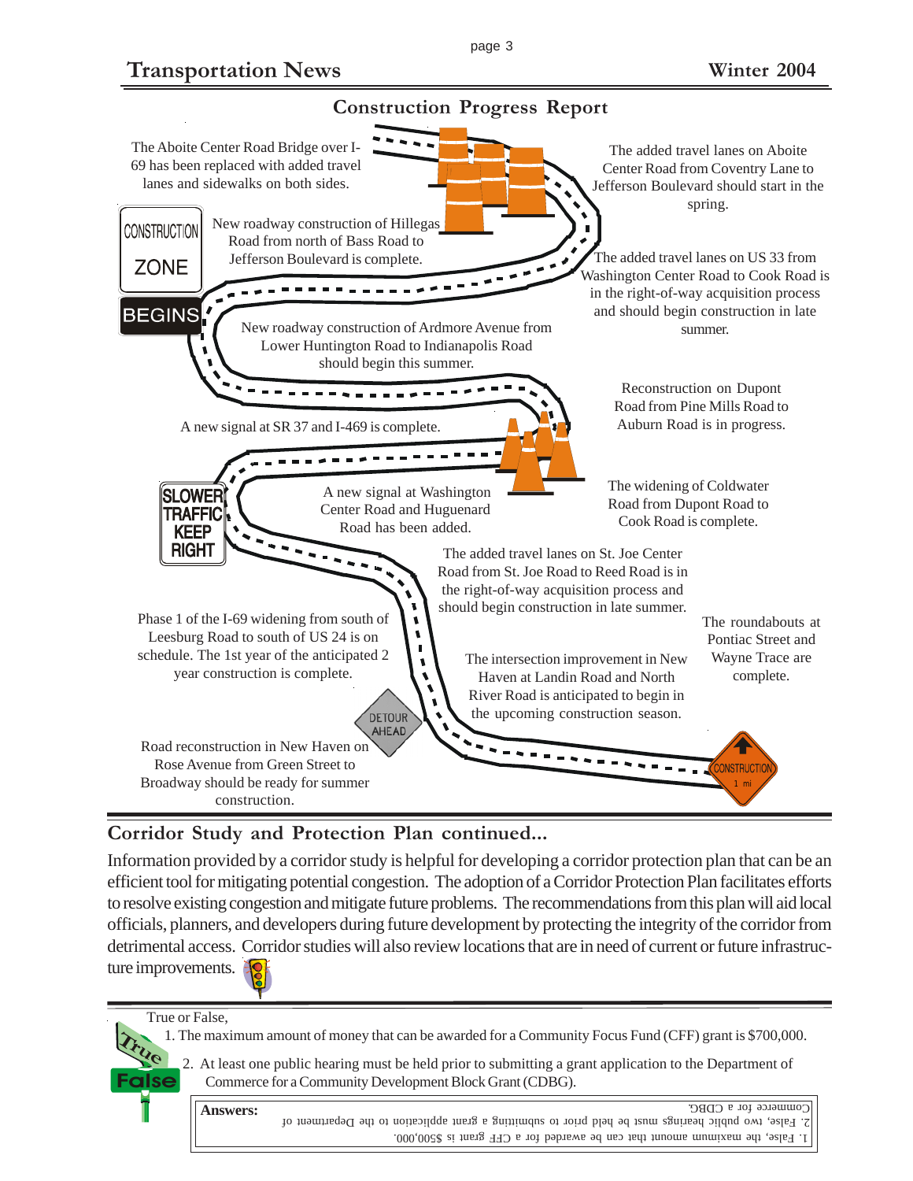## Construction Progress Report

The Aboite Center Road Bridge over I-69 has been replaced with added travel lanes and sidewalks on both sides.

The added travel lanes on Aboite Center Road from Coventry Lane to Jefferson Boulevard should start in the spring.

New roadway construction of Hillegas Road from north of Bass Road to Jefferson Boulevard is complete.

The added travel lanes on US 33 from Washington Center Road to Cook Road is in the right-of-way acquisition process and should begin construction in late summer.

New roadway construction of Ardmore Avenue from Lower Huntington Road to Indianapolis Road should begin this summer.

Reconstruction on Dupont Road from Pine Mills Road to Auburn Road is in progress.

A new signal at SR 37 and I-469 is complete.

A new signal at Washington Center Road and Huguenard Road has been added.

The widening of Coldwater Road from Dupont Road to Cook Road is complete.

The added travel lanes on St. Joe Center Road from St. Joe Road to Reed Road is in the right-of-way acquisition process and should begin construction in late summer.

Phase 1 of the I-69 widening from south of Leesburg Road to south of US 24 is on schedule. The 1st year of the anticipated 2 year construction is complete.

The roundabouts at Pontiac Street and Wayne Trace are complete.

The intersection improvement in New Haven at Landin Road and North River Road is anticipated to begin in the upcoming construction season.

Road reconstruction in New Haven on Rose Avenue from Green Street to Broadway should be ready for summer construction.

## Corridor Study and Protection Plan continued...

Information provided by a corridor study is helpful for developing a corridor protection plan that can be an efficient tool for mitigating potential congestion. The adoption of a Corridor Protection Plan facilitates efforts to resolve existing congestion and mitigate future problems. The recommendations from this plan will aid local officials, planners, and developers during future development by protecting the integrity of the corridor from detrimental access. Corridor studies will also review locations that are in need of current or future infrastructure improvements.

True or False,

1. The maximum amount of money that can be awarded for a Community Focus Fund (CFF) grant is $700,000.
2. At least one public hearing must be held prior to submitting a grant application to the Department of Commerce for a Community Development Block Grant (CDBG).

**Answers:**

1. False, the maximum amount that can be awarded for a CFF grant is $500,000.
2. False, two public hearings must be held prior to submitting a grant application to the Department of Commerce for a CDBG.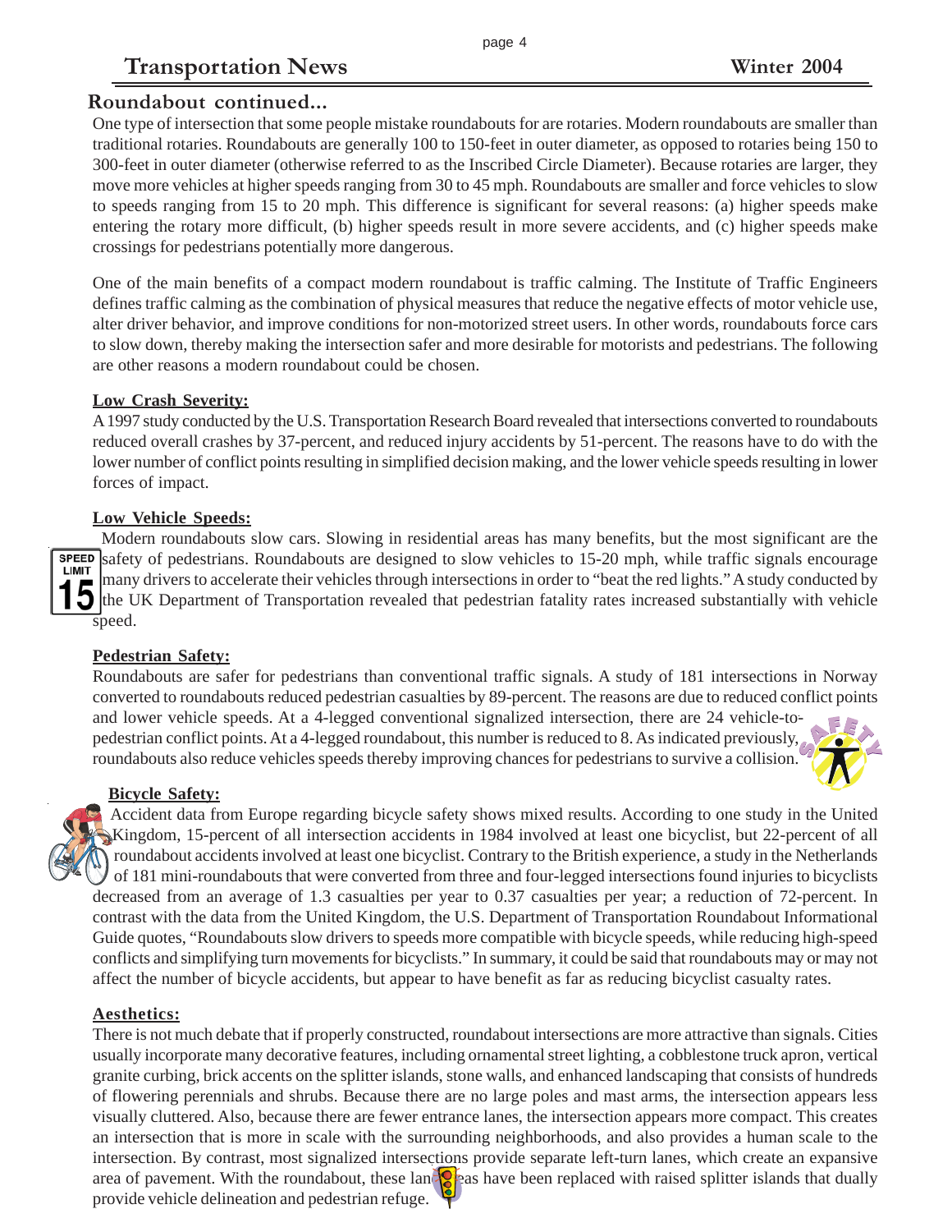## Roundabout continued...

One type of intersection that some people mistake roundabouts for are rotaries. Modern roundabouts are smaller than traditional rotaries. Roundabouts are generally 100 to 150-feet in outer diameter, as opposed to rotaries being 150 to 300-feet in outer diameter (otherwise referred to as the Inscribed Circle Diameter). Because rotaries are larger, they move more vehicles at higher speeds ranging from 30 to 45 mph. Roundabouts are smaller and force vehicles to slow to speeds ranging from 15 to 20 mph. This difference is significant for several reasons: (a) higher speeds make entering the rotary more difficult, (b) higher speeds result in more severe accidents, and (c) higher speeds make crossings for pedestrians potentially more dangerous.

One of the main benefits of a compact modern roundabout is traffic calming. The Institute of Traffic Engineers defines traffic calming as the combination of physical measures that reduce the negative effects of motor vehicle use, alter driver behavior, and improve conditions for non-motorized street users. In other words, roundabouts force cars to slow down, thereby making the intersection safer and more desirable for motorists and pedestrians. The following are other reasons a modern roundabout could be chosen.

### Low Crash Severity:

A 1997 study conducted by the U.S. Transportation Research Board revealed that intersections converted to roundabouts reduced overall crashes by 37-percent, and reduced injury accidents by 51-percent. The reasons have to do with the lower number of conflict points resulting in simplified decision making, and the lower vehicle speeds resulting in lower forces of impact.

### Low Vehicle Speeds:

Modern roundabouts slow cars. Slowing in residential areas has many benefits, but the most significant are the safety of pedestrians. Roundabouts are designed to slow vehicles to 15-20 mph, while traffic signals encourage many drivers to accelerate their vehicles through intersections in order to "beat the red lights." A study conducted by the UK Department of Transportation revealed that pedestrian fatality rates increased substantially with vehicle speed.

### Pedestrian Safety:

Roundabouts are safer for pedestrians than conventional traffic signals. A study of 181 intersections in Norway converted to roundabouts reduced pedestrian casualties by 89-percent. The reasons are due to reduced conflict points and lower vehicle speeds. At a 4-legged conventional signalized intersection, there are 24 vehicle-to-pedestrian conflict points. At a 4-legged roundabout, this number is reduced to 8. As indicated previously, roundabouts also reduce vehicles speeds thereby improving chances for pedestrians to survive a collision.

### Bicycle Safety:

Accident data from Europe regarding bicycle safety shows mixed results. According to one study in the United Kingdom, 15-percent of all intersection accidents in 1984 involved at least one bicyclist, but 22-percent of all roundabout accidents involved at least one bicyclist. Contrary to the British experience, a study in the Netherlands of 181 mini-roundabouts that were converted from three and four-legged intersections found injuries to bicyclists decreased from an average of 1.3 casualties per year to 0.37 casualties per year; a reduction of 72-percent. In contrast with the data from the United Kingdom, the U.S. Department of Transportation Roundabout Informational Guide quotes, "Roundabouts slow drivers to speeds more compatible with bicycle speeds, while reducing high-speed conflicts and simplifying turn movements for bicyclists." In summary, it could be said that roundabouts may or may not affect the number of bicycle accidents, but appear to have benefit as far as reducing bicyclist casualty rates.

### Aesthetics:

There is not much debate that if properly constructed, roundabout intersections are more attractive than signals. Cities usually incorporate many decorative features, including ornamental street lighting, a cobblestone truck apron, vertical granite curbing, brick accents on the splitter islands, stone walls, and enhanced landscaping that consists of hundreds of flowering perennials and shrubs. Because there are no large poles and mast arms, the intersection appears less visually cluttered. Also, because there are fewer entrance lanes, the intersection appears more compact. This creates an intersection that is more in scale with the surrounding neighborhoods, and also provides a human scale to the intersection. By contrast, most signalized intersections provide separate left-turn lanes, which create an expansive area of pavement. With the roundabout, these lane areas have been replaced with raised splitter islands that dually provide vehicle delineation and pedestrian refuge.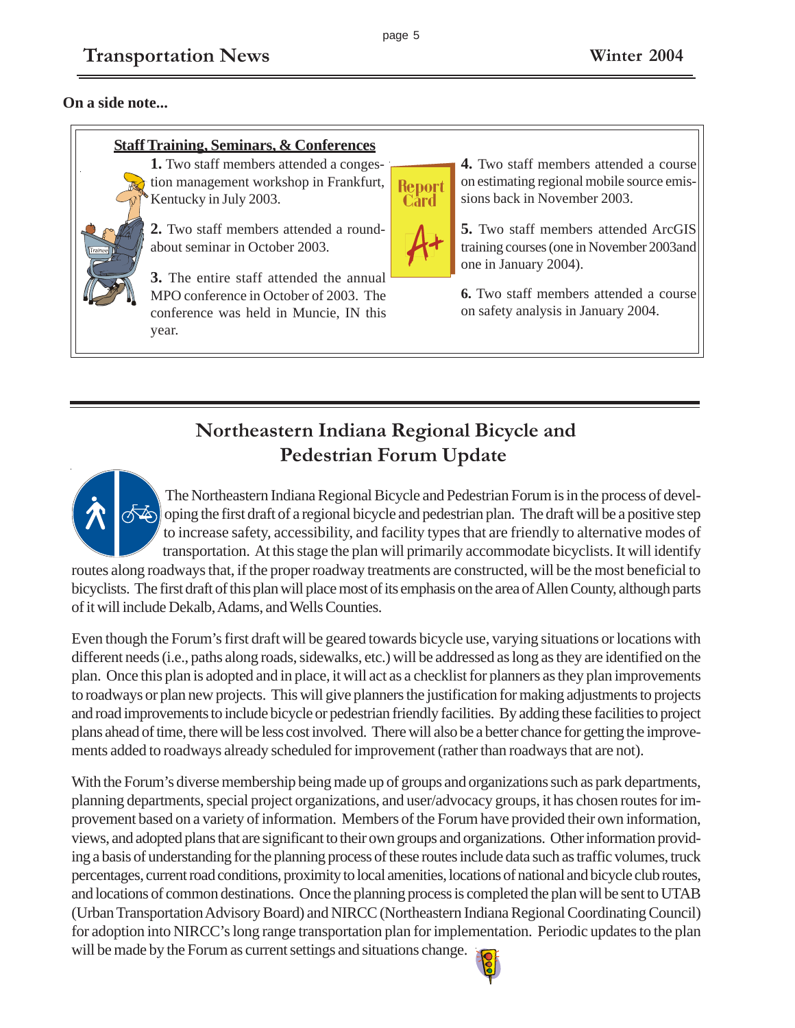**On a side note...**

**Staff Training, Seminars, & Conferences**

**1.** Two staff members attended a congestion management workshop in Frankfurt, Kentucky in July 2003.

**2.** Two staff members attended a roundabout seminar in October 2003.

**3.** The entire staff attended the annual MPO conference in October of 2003. The conference was held in Muncie, IN this year.

**4.** Two staff members attended a course on estimating regional mobile source emissions back in November 2003.

**5.** Two staff members attended ArcGIS training courses (one in November 2003and one in January 2004).

**6.** Two staff members attended a course on safety analysis in January 2004.

## Northeastern Indiana Regional Bicycle and Pedestrian Forum Update

The Northeastern Indiana Regional Bicycle and Pedestrian Forum is in the process of developing the first draft of a regional bicycle and pedestrian plan. The draft will be a positive step to increase safety, accessibility, and facility types that are friendly to alternative modes of transportation. At this stage the plan will primarily accommodate bicyclists. It will identify routes along roadways that, if the proper roadway treatments are constructed, will be the most beneficial to bicyclists. The first draft of this plan will place most of its emphasis on the area of Allen County, although parts of it will include Dekalb, Adams, and Wells Counties.

Even though the Forum's first draft will be geared towards bicycle use, varying situations or locations with different needs (i.e., paths along roads, sidewalks, etc.) will be addressed as long as they are identified on the plan. Once this plan is adopted and in place, it will act as a checklist for planners as they plan improvements to roadways or plan new projects. This will give planners the justification for making adjustments to projects and road improvements to include bicycle or pedestrian friendly facilities. By adding these facilities to project plans ahead of time, there will be less cost involved. There will also be a better chance for getting the improvements added to roadways already scheduled for improvement (rather than roadways that are not).

With the Forum's diverse membership being made up of groups and organizations such as park departments, planning departments, special project organizations, and user/advocacy groups, it has chosen routes for improvement based on a variety of information. Members of the Forum have provided their own information, views, and adopted plans that are significant to their own groups and organizations. Other information providing a basis of understanding for the planning process of these routes include data such as traffic volumes, truck percentages, current road conditions, proximity to local amenities, locations of national and bicycle club routes, and locations of common destinations. Once the planning process is completed the plan will be sent to UTAB (Urban Transportation Advisory Board) and NIRCC (Northeastern Indiana Regional Coordinating Council) for adoption into NIRCC's long range transportation plan for implementation. Periodic updates to the plan will be made by the Forum as current settings and situations change.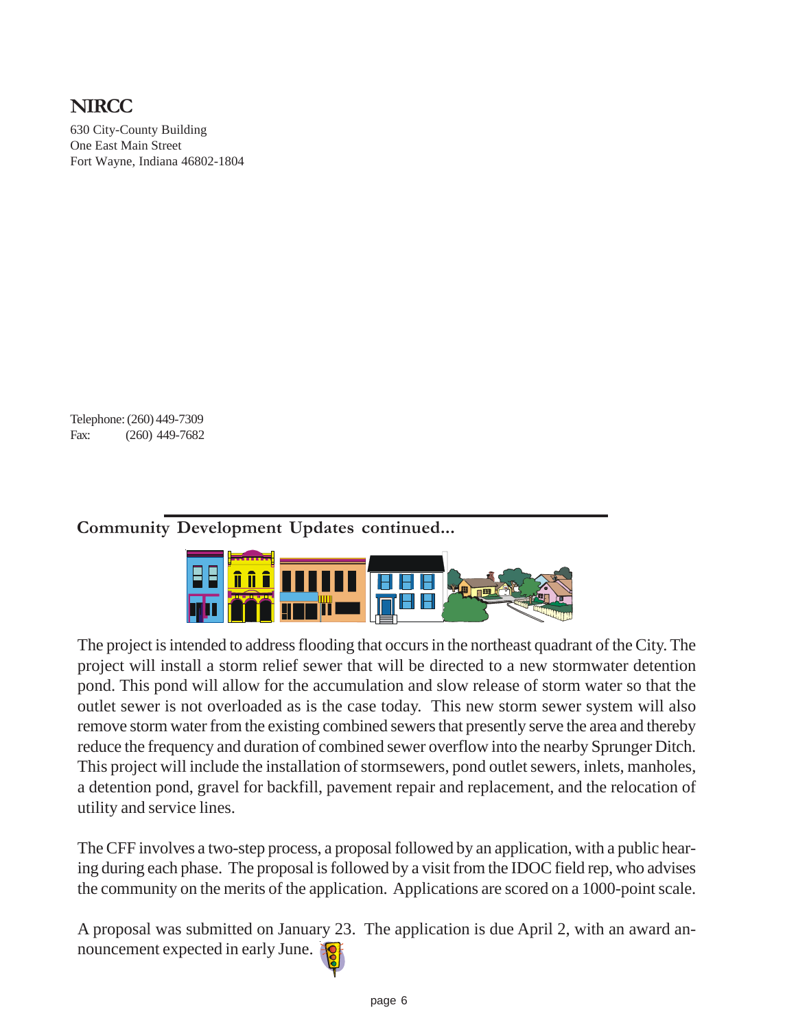**NIRCC**

630 City-County Building
One East Main Street
Fort Wayne, Indiana 46802-1804

Telephone: (260) 449-7309
Fax: (260) 449-7682

## Community Development Updates continued...

The project is intended to address flooding that occurs in the northeast quadrant of the City. The project will install a storm relief sewer that will be directed to a new stormwater detention pond. This pond will allow for the accumulation and slow release of storm water so that the outlet sewer is not overloaded as is the case today. This new storm sewer system will also remove storm water from the existing combined sewers that presently serve the area and thereby reduce the frequency and duration of combined sewer overflow into the nearby Sprunger Ditch. This project will include the installation of stormsewers, pond outlet sewers, inlets, manholes, a detention pond, gravel for backfill, pavement repair and replacement, and the relocation of utility and service lines.

The CFF involves a two-step process, a proposal followed by an application, with a public hearing during each phase. The proposal is followed by a visit from the IDOC field rep, who advises the community on the merits of the application. Applications are scored on a 1000-point scale.

A proposal was submitted on January 23. The application is due April 2, with an award announcement expected in early June.